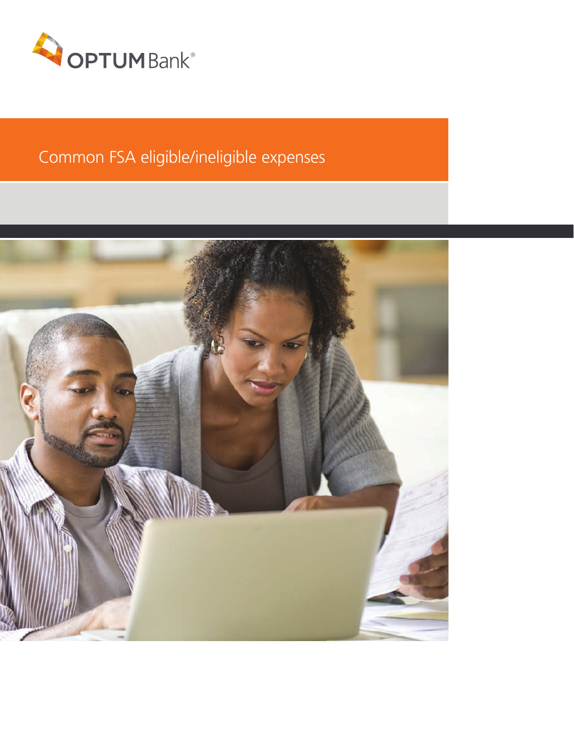OPTUM Bank®

# Common FSA eligible/ineligible expenses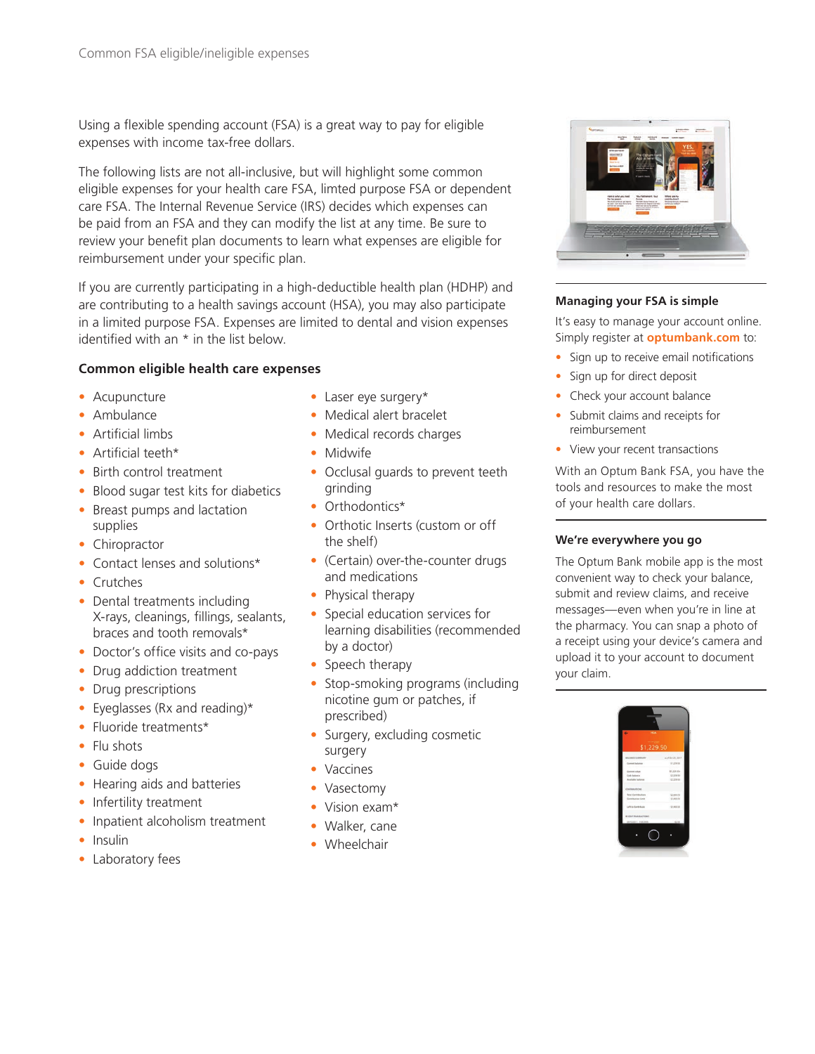Using a flexible spending account (FSA) is a great way to pay for eligible expenses with income tax-free dollars.

The following lists are not all-inclusive, but will highlight some common eligible expenses for your health care FSA, limted purpose FSA or dependent care FSA. The Internal Revenue Service (IRS) decides which expenses can be paid from an FSA and they can modify the list at any time. Be sure to review your benefit plan documents to learn what expenses are eligible for reimbursement under your specific plan.

If you are currently participating in a high-deductible health plan (HDHP) and are contributing to a health savings account (HSA), you may also participate in a limited purpose FSA. Expenses are limited to dental and vision expenses identified with an * in the list below.

### Common eligible health care expenses

- Acupuncture
- Ambulance
- Artificial limbs
- Artificial teeth*
- Birth control treatment
- Blood sugar test kits for diabetics
- Breast pumps and lactation supplies
- Chiropractor
- Contact lenses and solutions*
- Crutches
- Dental treatments including X-rays, cleanings, fillings, sealants, braces and tooth removals*
- Doctor's office visits and co-pays
- Drug addiction treatment
- Drug prescriptions
- Eyeglasses (Rx and reading)*
- Fluoride treatments*
- Flu shots
- Guide dogs
- Hearing aids and batteries
- Infertility treatment
- Inpatient alcoholism treatment
- Insulin
- Laboratory fees
- Laser eye surgery*
- Medical alert bracelet
- Medical records charges
- Midwife
- Occlusal guards to prevent teeth grinding
- Orthodontics*
- Orthotic Inserts (custom or off the shelf)
- (Certain) over-the-counter drugs and medications
- Physical therapy
- Special education services for learning disabilities (recommended by a doctor)
- Speech therapy
- Stop-smoking programs (including nicotine gum or patches, if prescribed)
- Surgery, excluding cosmetic surgery
- Vaccines
- Vasectomy
- Vision exam*
- Walker, cane
- Wheelchair

### Managing your FSA is simple

It's easy to manage your account online. Simply register at **optumbank.com** to:

- Sign up to receive email notifications
- Sign up for direct deposit
- Check your account balance
- Submit claims and receipts for reimbursement
- View your recent transactions

With an Optum Bank FSA, you have the tools and resources to make the most of your health care dollars.

### We're everywhere you go

The Optum Bank mobile app is the most convenient way to check your balance, submit and review claims, and receive messages—even when you're in line at the pharmacy. You can snap a photo of a receipt using your device's camera and upload it to your account to document your claim.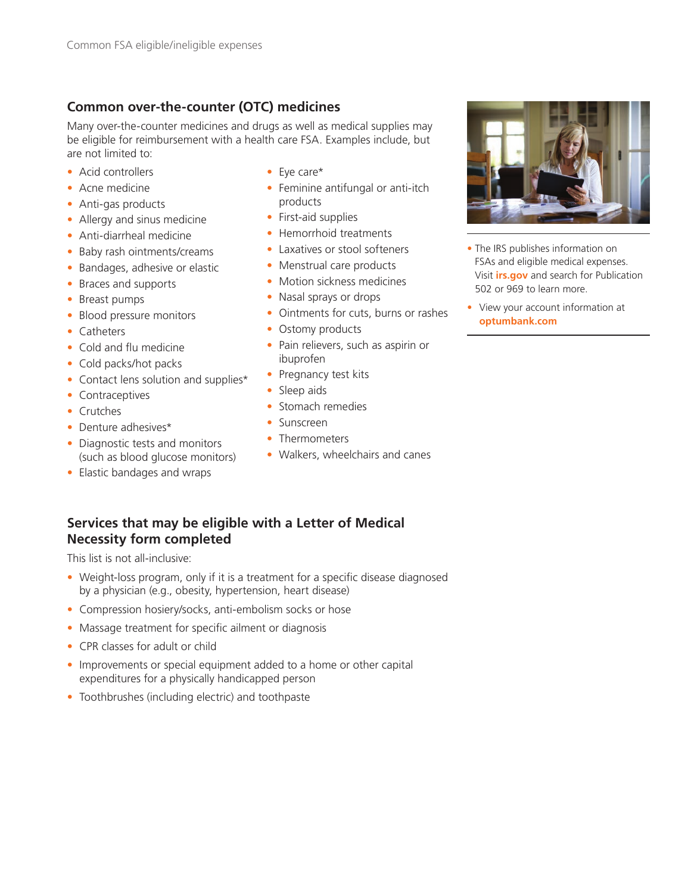## Common over-the-counter (OTC) medicines

Many over-the-counter medicines and drugs as well as medical supplies may be eligible for reimbursement with a health care FSA. Examples include, but are not limited to:

- Acid controllers
- Acne medicine
- Anti-gas products
- Allergy and sinus medicine
- Anti-diarrheal medicine
- Baby rash ointments/creams
- Bandages, adhesive or elastic
- Braces and supports
- Breast pumps
- Blood pressure monitors
- Catheters
- Cold and flu medicine
- Cold packs/hot packs
- Contact lens solution and supplies*
- Contraceptives
- Crutches
- Denture adhesives*
- Diagnostic tests and monitors (such as blood glucose monitors)
- Elastic bandages and wraps
- Eye care*
- Feminine antifungal or anti-itch products
- First-aid supplies
- Hemorrhoid treatments
- Laxatives or stool softeners
- Menstrual care products
- Motion sickness medicines
- Nasal sprays or drops
- Ointments for cuts, burns or rashes
- Ostomy products
- Pain relievers, such as aspirin or ibuprofen
- Pregnancy test kits
- Sleep aids
- Stomach remedies
- Sunscreen
- Thermometers
- Walkers, wheelchairs and canes

- The IRS publishes information on FSAs and eligible medical expenses. Visit **irs.gov** and search for Publication 502 or 969 to learn more.
- View your account information at **optumbank.com**

## Services that may be eligible with a Letter of Medical Necessity form completed

This list is not all-inclusive:

- Weight-loss program, only if it is a treatment for a specific disease diagnosed by a physician (e.g., obesity, hypertension, heart disease)
- Compression hosiery/socks, anti-embolism socks or hose
- Massage treatment for specific ailment or diagnosis
- CPR classes for adult or child
- Improvements or special equipment added to a home or other capital expenditures for a physically handicapped person
- Toothbrushes (including electric) and toothpaste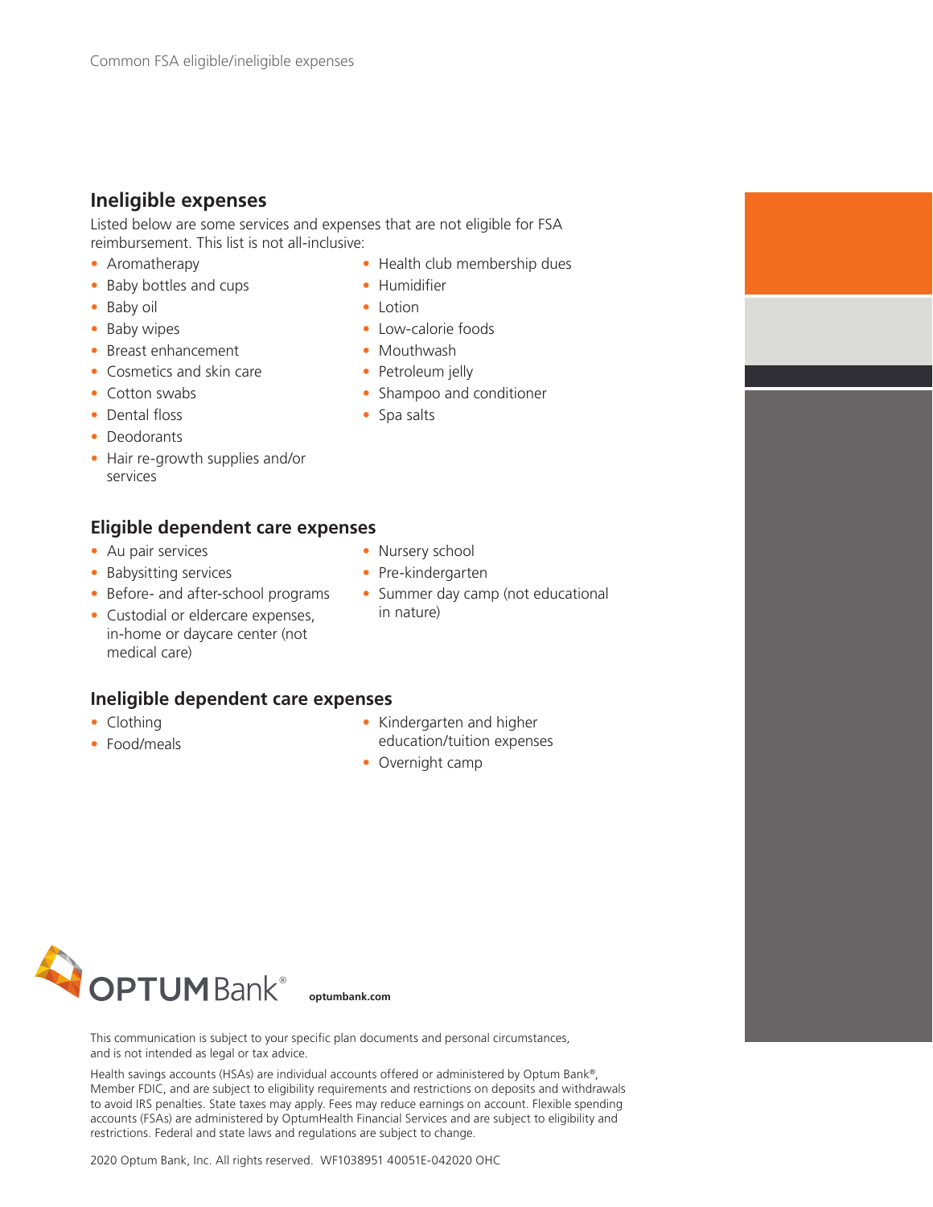## Ineligible expenses

Listed below are some services and expenses that are not eligible for FSA reimbursement. This list is not all-inclusive:

- Aromatherapy
- Baby bottles and cups
- Baby oil
- Baby wipes
- Breast enhancement
- Cosmetics and skin care
- Cotton swabs
- Dental floss
- Deodorants
- Hair re-growth supplies and/or services
- Health club membership dues
- Humidifier
- Lotion
- Low-calorie foods
- Mouthwash
- Petroleum jelly
- Shampoo and conditioner
- Spa salts

## Eligible dependent care expenses

- Au pair services
- Babysitting services
- Before- and after-school programs
- Custodial or eldercare expenses, in-home or daycare center (not medical care)
- Nursery school
- Pre-kindergarten
- Summer day camp (not educational in nature)

## Ineligible dependent care expenses

- Clothing
- Food/meals
- Kindergarten and higher education/tuition expenses
- Overnight camp

OPTUM Bank® **optumbank.com**

This communication is subject to your specific plan documents and personal circumstances, and is not intended as legal or tax advice.

Health savings accounts (HSAs) are individual accounts offered or administered by Optum Bank®, Member FDIC, and are subject to eligibility requirements and restrictions on deposits and withdrawals to avoid IRS penalties. State taxes may apply. Fees may reduce earnings on account. Flexible spending accounts (FSAs) are administered by OptumHealth Financial Services and are subject to eligibility and restrictions. Federal and state laws and regulations are subject to change.

2020 Optum Bank, Inc. All rights reserved. WF1038951 40051E-042020 OHC